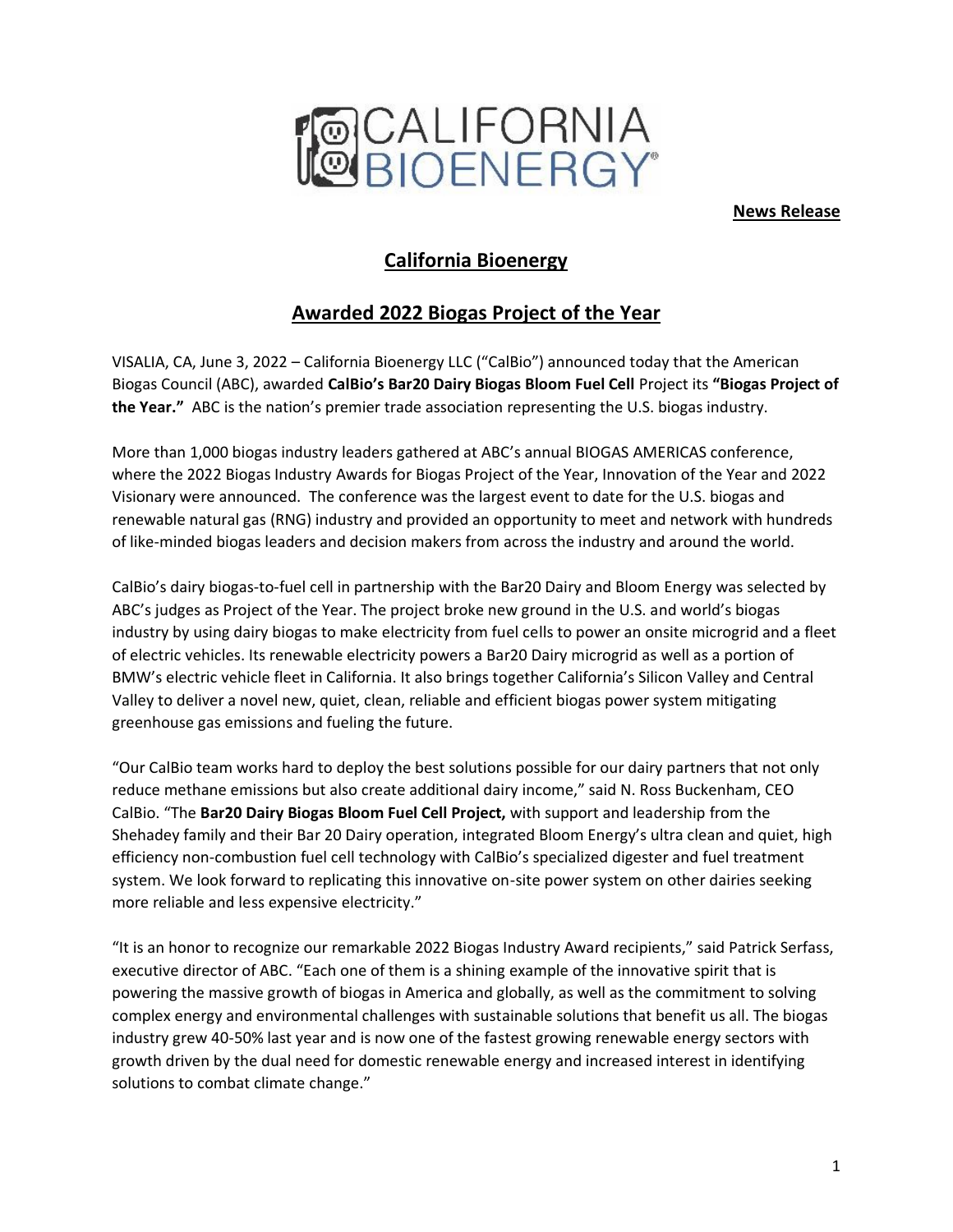CALIFORNIA BIOENERGY®

**News Release**

# California Bioenergy

## Awarded 2022 Biogas Project of the Year

VISALIA, CA, June 3, 2022 – California Bioenergy LLC ("CalBio") announced today that the American Biogas Council (ABC), awarded **CalBio's Bar20 Dairy Biogas Bloom Fuel Cell** Project its **"Biogas Project of the Year."** ABC is the nation's premier trade association representing the U.S. biogas industry.

More than 1,000 biogas industry leaders gathered at ABC's annual BIOGAS AMERICAS conference, where the 2022 Biogas Industry Awards for Biogas Project of the Year, Innovation of the Year and 2022 Visionary were announced. The conference was the largest event to date for the U.S. biogas and renewable natural gas (RNG) industry and provided an opportunity to meet and network with hundreds of like-minded biogas leaders and decision makers from across the industry and around the world.

CalBio's dairy biogas-to-fuel cell in partnership with the Bar20 Dairy and Bloom Energy was selected by ABC's judges as Project of the Year. The project broke new ground in the U.S. and world's biogas industry by using dairy biogas to make electricity from fuel cells to power an onsite microgrid and a fleet of electric vehicles. Its renewable electricity powers a Bar20 Dairy microgrid as well as a portion of BMW's electric vehicle fleet in California. It also brings together California's Silicon Valley and Central Valley to deliver a novel new, quiet, clean, reliable and efficient biogas power system mitigating greenhouse gas emissions and fueling the future.

"Our CalBio team works hard to deploy the best solutions possible for our dairy partners that not only reduce methane emissions but also create additional dairy income," said N. Ross Buckenham, CEO CalBio. "The **Bar20 Dairy Biogas Bloom Fuel Cell Project,** with support and leadership from the Shehadey family and their Bar 20 Dairy operation, integrated Bloom Energy's ultra clean and quiet, high efficiency non-combustion fuel cell technology with CalBio's specialized digester and fuel treatment system. We look forward to replicating this innovative on-site power system on other dairies seeking more reliable and less expensive electricity."

"It is an honor to recognize our remarkable 2022 Biogas Industry Award recipients," said Patrick Serfass, executive director of ABC. "Each one of them is a shining example of the innovative spirit that is powering the massive growth of biogas in America and globally, as well as the commitment to solving complex energy and environmental challenges with sustainable solutions that benefit us all. The biogas industry grew 40-50% last year and is now one of the fastest growing renewable energy sectors with growth driven by the dual need for domestic renewable energy and increased interest in identifying solutions to combat climate change."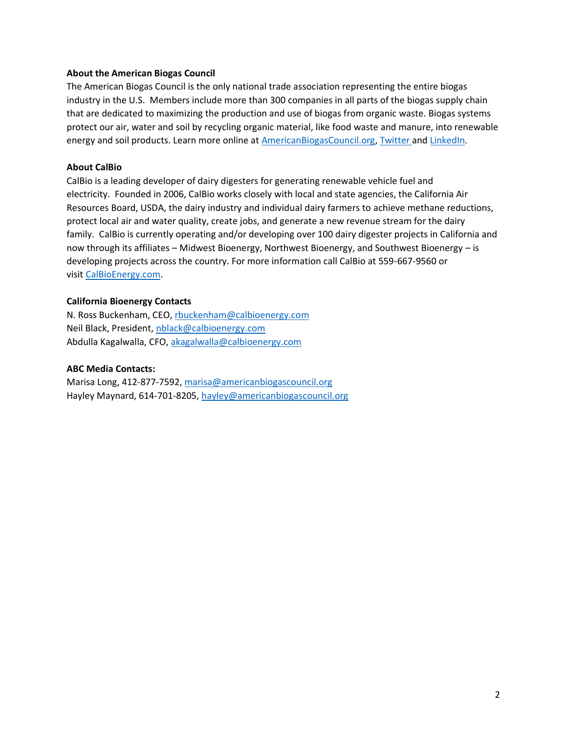**About the American Biogas Council**

The American Biogas Council is the only national trade association representing the entire biogas industry in the U.S. Members include more than 300 companies in all parts of the biogas supply chain that are dedicated to maximizing the production and use of biogas from organic waste. Biogas systems protect our air, water and soil by recycling organic material, like food waste and manure, into renewable energy and soil products. Learn more online at AmericanBiogasCouncil.org, Twitter and LinkedIn.

**About CalBio**

CalBio is a leading developer of dairy digesters for generating renewable vehicle fuel and electricity. Founded in 2006, CalBio works closely with local and state agencies, the California Air Resources Board, USDA, the dairy industry and individual dairy farmers to achieve methane reductions, protect local air and water quality, create jobs, and generate a new revenue stream for the dairy family. CalBio is currently operating and/or developing over 100 dairy digester projects in California and now through its affiliates – Midwest Bioenergy, Northwest Bioenergy, and Southwest Bioenergy – is developing projects across the country. For more information call CalBio at 559-667-9560 or visit CalBioEnergy.com.

**California Bioenergy Contacts**

N. Ross Buckenham, CEO, rbuckenham@calbioenergy.com
Neil Black, President, nblack@calbioenergy.com
Abdulla Kagalwalla, CFO, akagalwalla@calbioenergy.com

**ABC Media Contacts:**

Marisa Long, 412-877-7592, marisa@americanbiogascouncil.org
Hayley Maynard, 614-701-8205, hayley@americanbiogascouncil.org